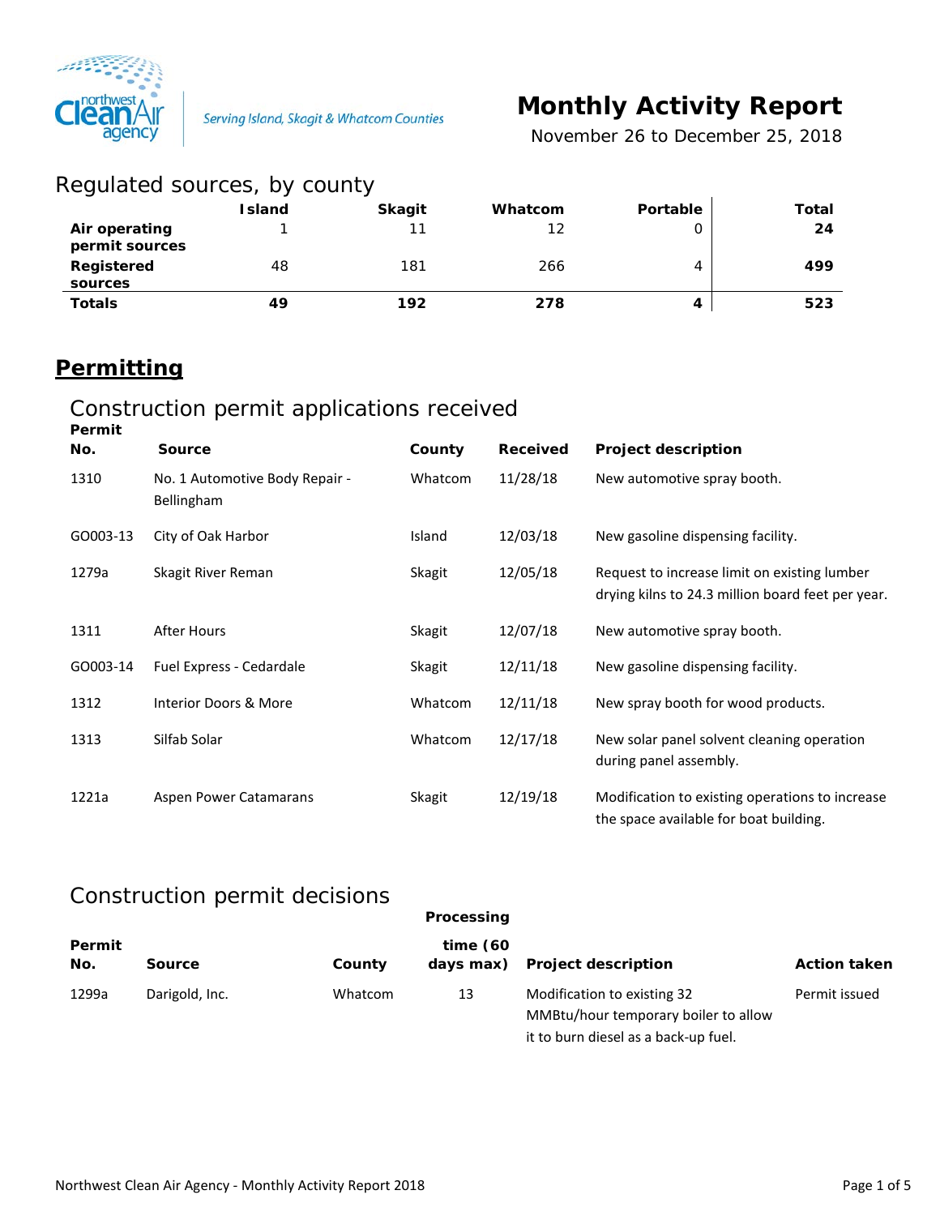Serving Island, Skagit & Whatcom Counties

# Monthly Activity Report

November 26 to December 25, 2018

## Regulated sources, by county

| | Island | Skagit | Whatcom | Portable | Total |
|---|---|---|---|---|---|
| **Air operating permit sources** | 1 | 11 | 12 | 0 | **24** |
| **Registered sources** | 48 | 181 | 266 | 4 | **499** |
| **Totals** | **49** | **192** | **278** | **4** | **523** |

## Permitting

### Construction permit applications received

| Permit No. | Source | County | Received | Project description |
|---|---|---|---|---|
| 1310 | No. 1 Automotive Body Repair - Bellingham | Whatcom | 11/28/18 | New automotive spray booth. |
| GO003-13 | City of Oak Harbor | Island | 12/03/18 | New gasoline dispensing facility. |
| 1279a | Skagit River Reman | Skagit | 12/05/18 | Request to increase limit on existing lumber drying kilns to 24.3 million board feet per year. |
| 1311 | After Hours | Skagit | 12/07/18 | New automotive spray booth. |
| GO003-14 | Fuel Express - Cedardale | Skagit | 12/11/18 | New gasoline dispensing facility. |
| 1312 | Interior Doors & More | Whatcom | 12/11/18 | New spray booth for wood products. |
| 1313 | Silfab Solar | Whatcom | 12/17/18 | New solar panel solvent cleaning operation during panel assembly. |
| 1221a | Aspen Power Catamarans | Skagit | 12/19/18 | Modification to existing operations to increase the space available for boat building. |

### Construction permit decisions

| Permit No. | Source | County | Processing time (60 days max) | Project description | Action taken |
|---|---|---|---|---|---|
| 1299a | Darigold, Inc. | Whatcom | 13 | Modification to existing 32 MMBtu/hour temporary boiler to allow it to burn diesel as a back-up fuel. | Permit issued |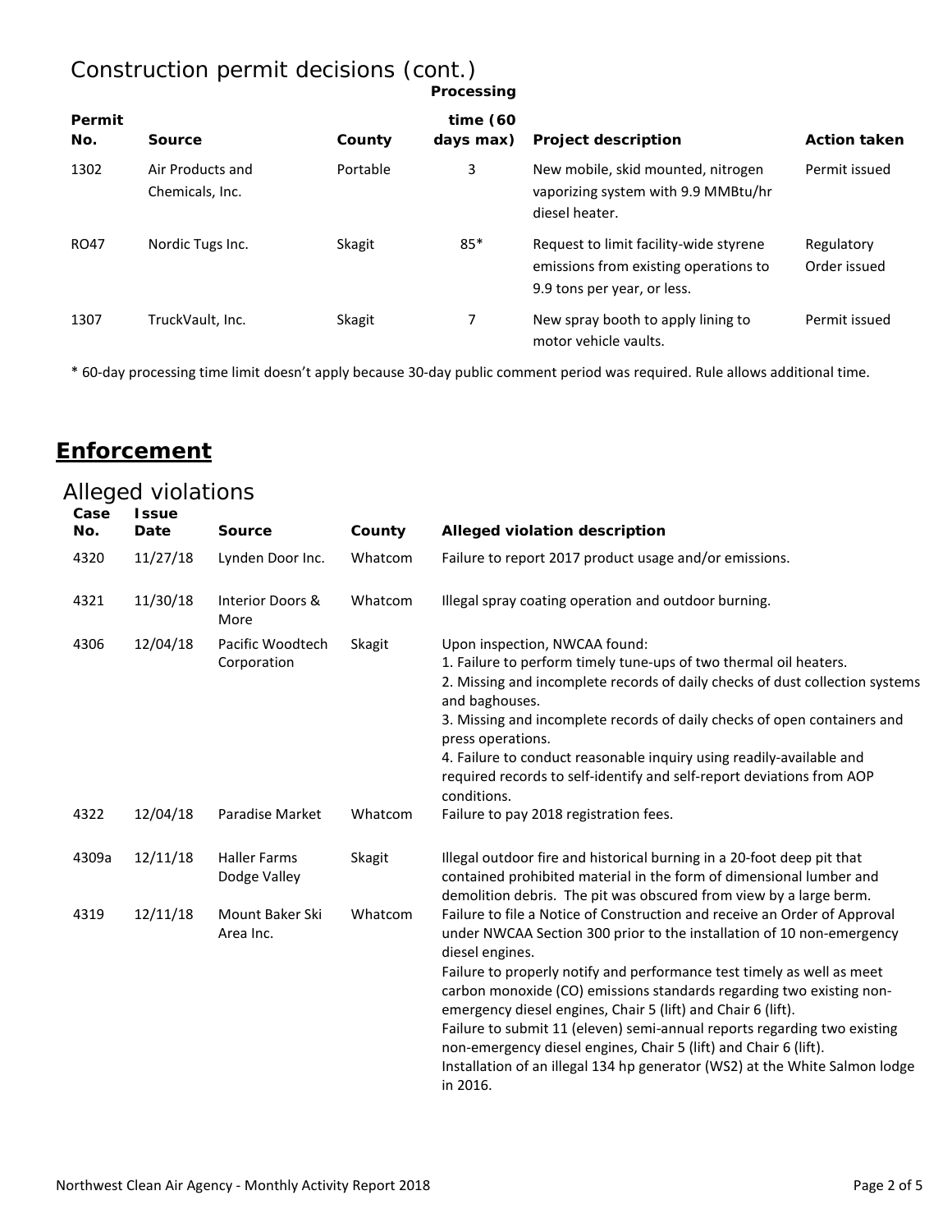## Construction permit decisions (cont.)

| Permit No. | Source | County | Processing time (60 days max) | Project description | Action taken |
|---|---|---|---|---|---|
| 1302 | Air Products and Chemicals, Inc. | Portable | 3 | New mobile, skid mounted, nitrogen vaporizing system with 9.9 MMBtu/hr diesel heater. | Permit issued |
| RO47 | Nordic Tugs Inc. | Skagit | 85* | Request to limit facility-wide styrene emissions from existing operations to 9.9 tons per year, or less. | Regulatory Order issued |
| 1307 | TruckVault, Inc. | Skagit | 7 | New spray booth to apply lining to motor vehicle vaults. | Permit issued |

* 60-day processing time limit doesn't apply because 30-day public comment period was required. Rule allows additional time.

# Enforcement

## Alleged violations

| Case No. | Issue Date | Source | County | Alleged violation description |
|---|---|---|---|---|
| 4320 | 11/27/18 | Lynden Door Inc. | Whatcom | Failure to report 2017 product usage and/or emissions. |
| 4321 | 11/30/18 | Interior Doors & More | Whatcom | Illegal spray coating operation and outdoor burning. |
| 4306 | 12/04/18 | Pacific Woodtech Corporation | Skagit | Upon inspection, NWCAA found:<br>1. Failure to perform timely tune-ups of two thermal oil heaters.<br>2. Missing and incomplete records of daily checks of dust collection systems and baghouses.<br>3. Missing and incomplete records of daily checks of open containers and press operations.<br>4. Failure to conduct reasonable inquiry using readily-available and required records to self-identify and self-report deviations from AOP conditions. |
| 4322 | 12/04/18 | Paradise Market | Whatcom | Failure to pay 2018 registration fees. |
| 4309a | 12/11/18 | Haller Farms Dodge Valley | Skagit | Illegal outdoor fire and historical burning in a 20-foot deep pit that contained prohibited material in the form of dimensional lumber and demolition debris. The pit was obscured from view by a large berm. |
| 4319 | 12/11/18 | Mount Baker Ski Area Inc. | Whatcom | Failure to file a Notice of Construction and receive an Order of Approval under NWCAA Section 300 prior to the installation of 10 non-emergency diesel engines.<br>Failure to properly notify and performance test timely as well as meet carbon monoxide (CO) emissions standards regarding two existing non-emergency diesel engines, Chair 5 (lift) and Chair 6 (lift).<br>Failure to submit 11 (eleven) semi-annual reports regarding two existing non-emergency diesel engines, Chair 5 (lift) and Chair 6 (lift).<br>Installation of an illegal 134 hp generator (WS2) at the White Salmon lodge in 2016. |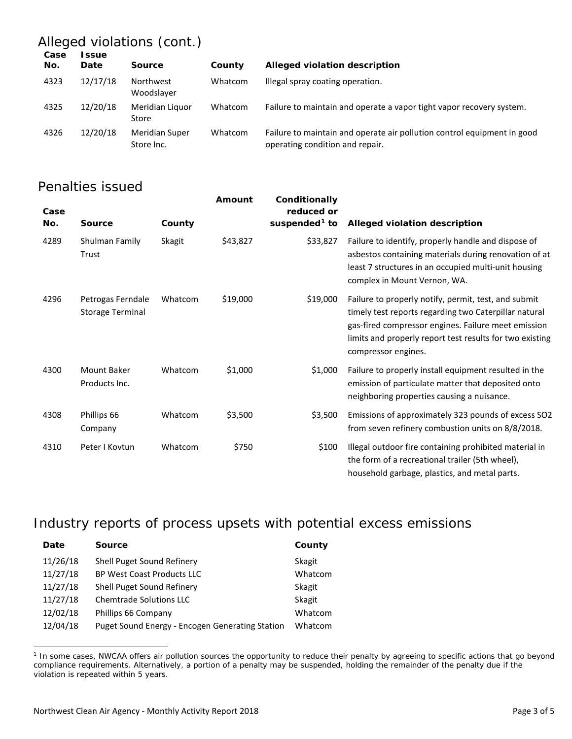## Alleged violations (cont.)

| Case No. | Issue Date | Source | County | Alleged violation description |
|---|---|---|---|---|
| 4323 | 12/17/18 | Northwest Woodslayer | Whatcom | Illegal spray coating operation. |
| 4325 | 12/20/18 | Meridian Liquor Store | Whatcom | Failure to maintain and operate a vapor tight vapor recovery system. |
| 4326 | 12/20/18 | Meridian Super Store Inc. | Whatcom | Failure to maintain and operate air pollution control equipment in good operating condition and repair. |

## Penalties issued

| Case No. | Source | County | Amount | Conditionally reduced or suspended[1] to | Alleged violation description |
|---|---|---|---|---|---|
| 4289 | Shulman Family Trust | Skagit | $43,827 | $33,827 | Failure to identify, properly handle and dispose of asbestos containing materials during renovation of at least 7 structures in an occupied multi-unit housing complex in Mount Vernon, WA. |
| 4296 | Petrogas Ferndale Storage Terminal | Whatcom | $19,000 | $19,000 | Failure to properly notify, permit, test, and submit timely test reports regarding two Caterpillar natural gas-fired compressor engines. Failure meet emission limits and properly report test results for two existing compressor engines. |
| 4300 | Mount Baker Products Inc. | Whatcom | $1,000 | $1,000 | Failure to properly install equipment resulted in the emission of particulate matter that deposited onto neighboring properties causing a nuisance. |
| 4308 | Phillips 66 Company | Whatcom | $3,500 | $3,500 | Emissions of approximately 323 pounds of excess $SO_2$ from seven refinery combustion units on 8/8/2018. |
| 4310 | Peter I Kovtun | Whatcom | $750 | $100 | Illegal outdoor fire containing prohibited material in the form of a recreational trailer (5th wheel), household garbage, plastics, and metal parts. |

## Industry reports of process upsets with potential excess emissions

| Date | Source | County |
|---|---|---|
| 11/26/18 | Shell Puget Sound Refinery | Skagit |
| 11/27/18 | BP West Coast Products LLC | Whatcom |
| 11/27/18 | Shell Puget Sound Refinery | Skagit |
| 11/27/18 | Chemtrade Solutions LLC | Skagit |
| 12/02/18 | Phillips 66 Company | Whatcom |
| 12/04/18 | Puget Sound Energy - Encogen Generating Station | Whatcom |

[1] In some cases, NWCAA offers air pollution sources the opportunity to reduce their penalty by agreeing to specific actions that go beyond compliance requirements. Alternatively, a portion of a penalty may be suspended, holding the remainder of the penalty due if the violation is repeated within 5 years.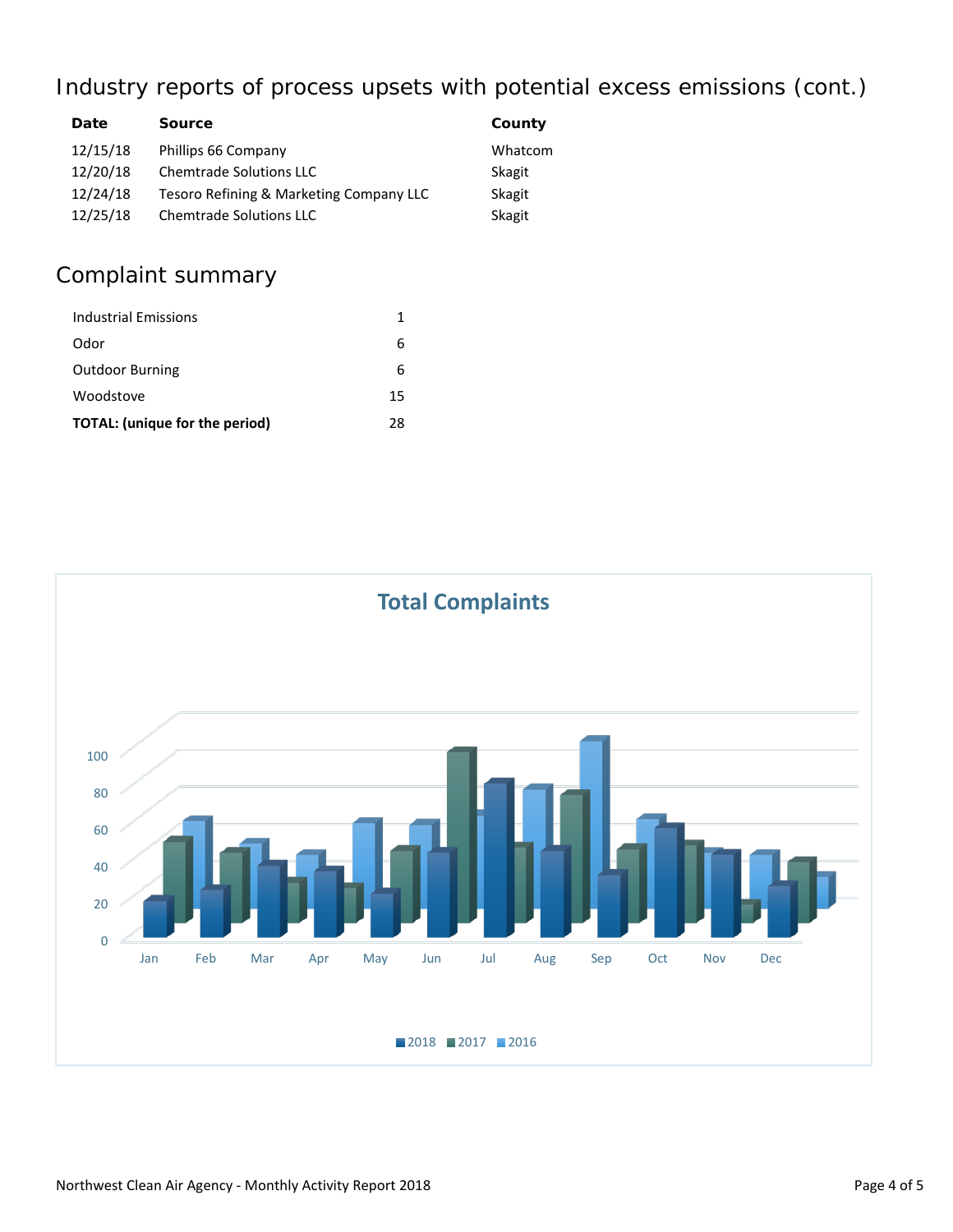## Industry reports of process upsets with potential excess emissions (cont.)

| Date | Source | County |
|---|---|---|
| 12/15/18 | Phillips 66 Company | Whatcom |
| 12/20/18 | Chemtrade Solutions LLC | Skagit |
| 12/24/18 | Tesoro Refining & Marketing Company LLC | Skagit |
| 12/25/18 | Chemtrade Solutions LLC | Skagit |

## Complaint summary

| | |
|---|---|
| Industrial Emissions | 1 |
| Odor | 6 |
| Outdoor Burning | 6 |
| Woodstove | 15 |
| **TOTAL: (unique for the period)** | **28** |

**Total Complaints**

Chart axis values: 0, 20, 40, 60, 80, 100

Months: Jan, Feb, Mar, Apr, May, Jun, Jul, Aug, Sep, Oct, Nov, Dec

Legend: 2018, 2017, 2016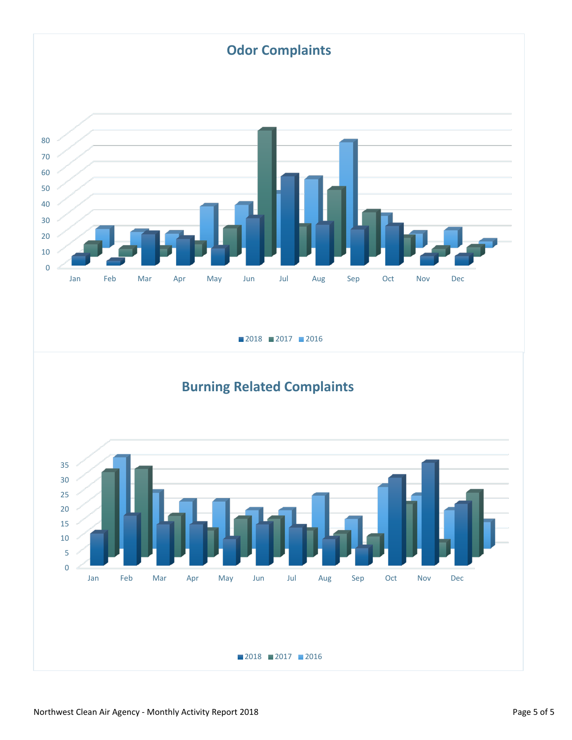## Odor Complaints

80
70
60
50
40
30
20
10
0

Jan Feb Mar Apr May Jun Jul Aug Sep Oct Nov Dec

2018 2017 2016

## Burning Related Complaints

35
30
25
20
15
10
5
0

Jan Feb Mar Apr May Jun Jul Aug Sep Oct Nov Dec

2018 2017 2016